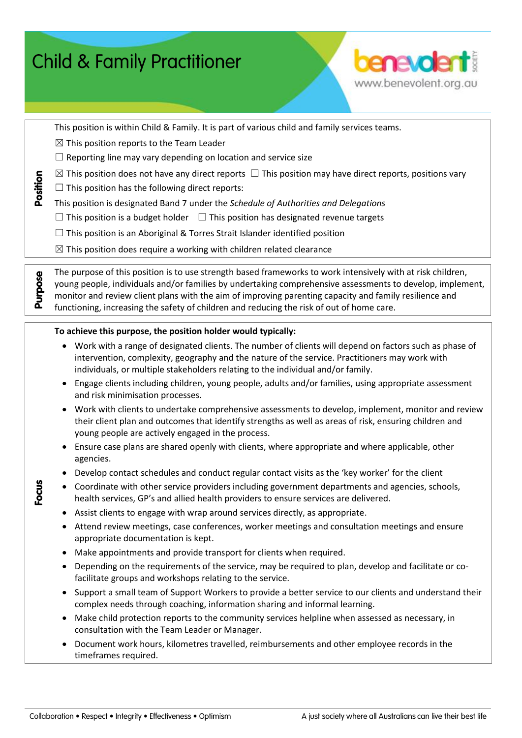# Child & Family Practitioner

benevolent society
www.benevolent.org.au

## Position

This position is within Child & Family. It is part of various child and family services teams.

☒ This position reports to the Team Leader

☐ Reporting line may vary depending on location and service size

☒ This position does not have any direct reports ☐ This position may have direct reports, positions vary

☐ This position has the following direct reports:

This position is designated Band 7 under the *Schedule of Authorities and Delegations*

☐ This position is a budget holder ☐ This position has designated revenue targets

☐ This position is an Aboriginal & Torres Strait Islander identified position

☒ This position does require a working with children related clearance

## Purpose

The purpose of this position is to use strength based frameworks to work intensively with at risk children, young people, individuals and/or families by undertaking comprehensive assessments to develop, implement, monitor and review client plans with the aim of improving parenting capacity and family resilience and functioning, increasing the safety of children and reducing the risk of out of home care.

## Focus

**To achieve this purpose, the position holder would typically:**

- Work with a range of designated clients. The number of clients will depend on factors such as phase of intervention, complexity, geography and the nature of the service. Practitioners may work with individuals, or multiple stakeholders relating to the individual and/or family.
- Engage clients including children, young people, adults and/or families, using appropriate assessment and risk minimisation processes.
- Work with clients to undertake comprehensive assessments to develop, implement, monitor and review their client plan and outcomes that identify strengths as well as areas of risk, ensuring children and young people are actively engaged in the process.
- Ensure case plans are shared openly with clients, where appropriate and where applicable, other agencies.
- Develop contact schedules and conduct regular contact visits as the 'key worker' for the client
- Coordinate with other service providers including government departments and agencies, schools, health services, GP's and allied health providers to ensure services are delivered.
- Assist clients to engage with wrap around services directly, as appropriate.
- Attend review meetings, case conferences, worker meetings and consultation meetings and ensure appropriate documentation is kept.
- Make appointments and provide transport for clients when required.
- Depending on the requirements of the service, may be required to plan, develop and facilitate or co-facilitate groups and workshops relating to the service.
- Support a small team of Support Workers to provide a better service to our clients and understand their complex needs through coaching, information sharing and informal learning.
- Make child protection reports to the community services helpline when assessed as necessary, in consultation with the Team Leader or Manager.
- Document work hours, kilometres travelled, reimbursements and other employee records in the timeframes required.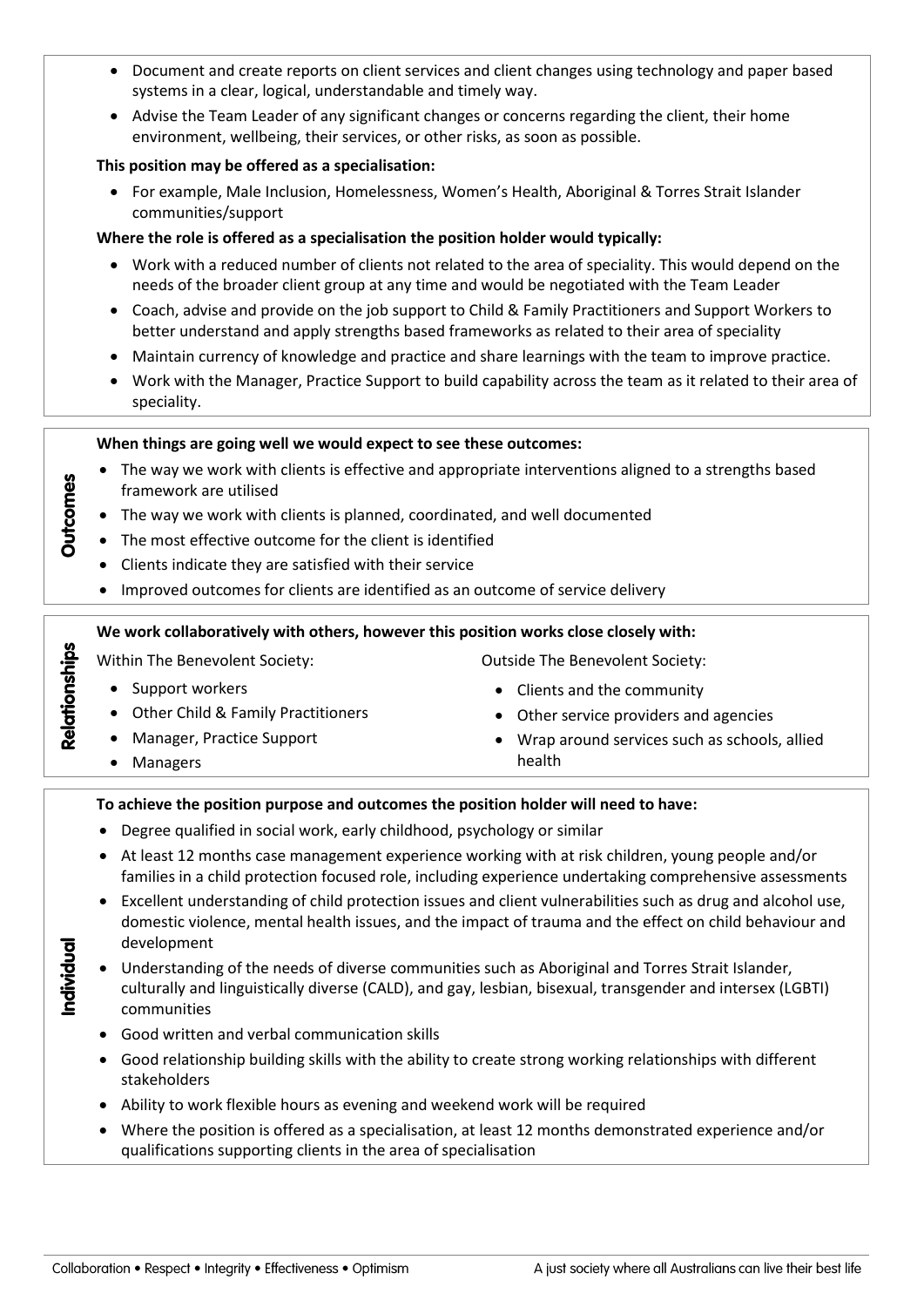- Document and create reports on client services and client changes using technology and paper based systems in a clear, logical, understandable and timely way.
- Advise the Team Leader of any significant changes or concerns regarding the client, their home environment, wellbeing, their services, or other risks, as soon as possible.

**This position may be offered as a specialisation:**

- For example, Male Inclusion, Homelessness, Women's Health, Aboriginal & Torres Strait Islander communities/support

**Where the role is offered as a specialisation the position holder would typically:**

- Work with a reduced number of clients not related to the area of speciality. This would depend on the needs of the broader client group at any time and would be negotiated with the Team Leader
- Coach, advise and provide on the job support to Child & Family Practitioners and Support Workers to better understand and apply strengths based frameworks as related to their area of speciality
- Maintain currency of knowledge and practice and share learnings with the team to improve practice.
- Work with the Manager, Practice Support to build capability across the team as it related to their area of speciality.

## Outcomes

**When things are going well we would expect to see these outcomes:**

- The way we work with clients is effective and appropriate interventions aligned to a strengths based framework are utilised
- The way we work with clients is planned, coordinated, and well documented
- The most effective outcome for the client is identified
- Clients indicate they are satisfied with their service
- Improved outcomes for clients are identified as an outcome of service delivery

## Relationships

**We work collaboratively with others, however this position works close closely with:**

Within The Benevolent Society:

- Support workers
- Other Child & Family Practitioners
- Manager, Practice Support
- Managers

Outside The Benevolent Society:

- Clients and the community
- Other service providers and agencies
- Wrap around services such as schools, allied health

## Individual

**To achieve the position purpose and outcomes the position holder will need to have:**

- Degree qualified in social work, early childhood, psychology or similar
- At least 12 months case management experience working with at risk children, young people and/or families in a child protection focused role, including experience undertaking comprehensive assessments
- Excellent understanding of child protection issues and client vulnerabilities such as drug and alcohol use, domestic violence, mental health issues, and the impact of trauma and the effect on child behaviour and development
- Understanding of the needs of diverse communities such as Aboriginal and Torres Strait Islander, culturally and linguistically diverse (CALD), and gay, lesbian, bisexual, transgender and intersex (LGBTI) communities
- Good written and verbal communication skills
- Good relationship building skills with the ability to create strong working relationships with different stakeholders
- Ability to work flexible hours as evening and weekend work will be required
- Where the position is offered as a specialisation, at least 12 months demonstrated experience and/or qualifications supporting clients in the area of specialisation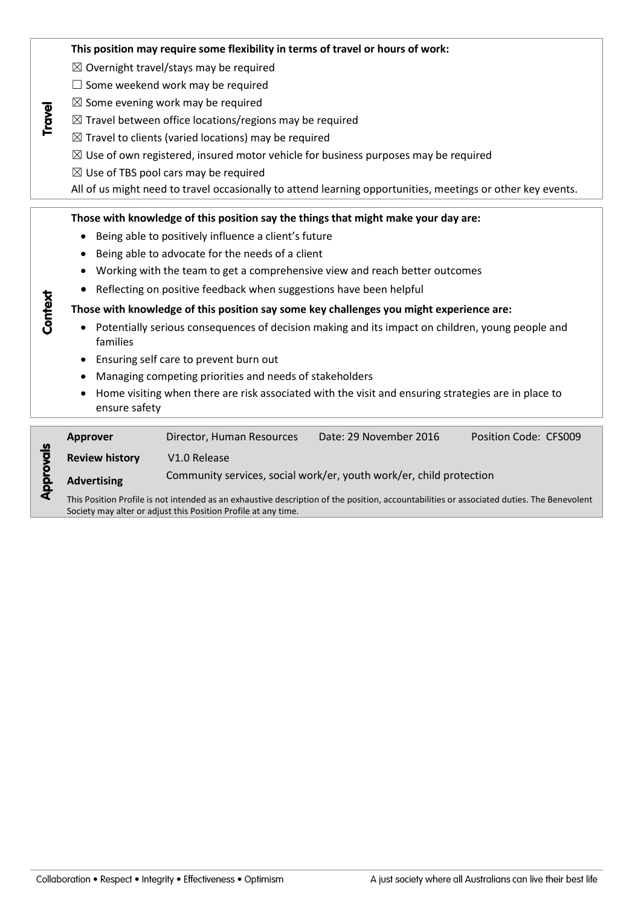## Travel

**This position may require some flexibility in terms of travel or hours of work:**

☒ Overnight travel/stays may be required

☐ Some weekend work may be required

☒ Some evening work may be required

☒ Travel between office locations/regions may be required

☒ Travel to clients (varied locations) may be required

☒ Use of own registered, insured motor vehicle for business purposes may be required

☒ Use of TBS pool cars may be required

All of us might need to travel occasionally to attend learning opportunities, meetings or other key events.

## Context

**Those with knowledge of this position say the things that might make your day are:**

- Being able to positively influence a client's future
- Being able to advocate for the needs of a client
- Working with the team to get a comprehensive view and reach better outcomes
- Reflecting on positive feedback when suggestions have been helpful

**Those with knowledge of this position say some key challenges you might experience are:**

- Potentially serious consequences of decision making and its impact on children, young people and families
- Ensuring self care to prevent burn out
- Managing competing priorities and needs of stakeholders
- Home visiting when there are risk associated with the visit and ensuring strategies are in place to ensure safety

## Approvals

| | | | |
|---|---|---|---|
| **Approver** | Director, Human Resources | Date: 29 November 2016 | Position Code: CFS009 |
| **Review history** | V1.0 Release | | |
| **Advertising** | Community services, social work/er, youth work/er, child protection | | |

This Position Profile is not intended as an exhaustive description of the position, accountabilities or associated duties. The Benevolent Society may alter or adjust this Position Profile at any time.

Collaboration • Respect • Integrity • Effectiveness • Optimism

A just society where all Australians can live their best life